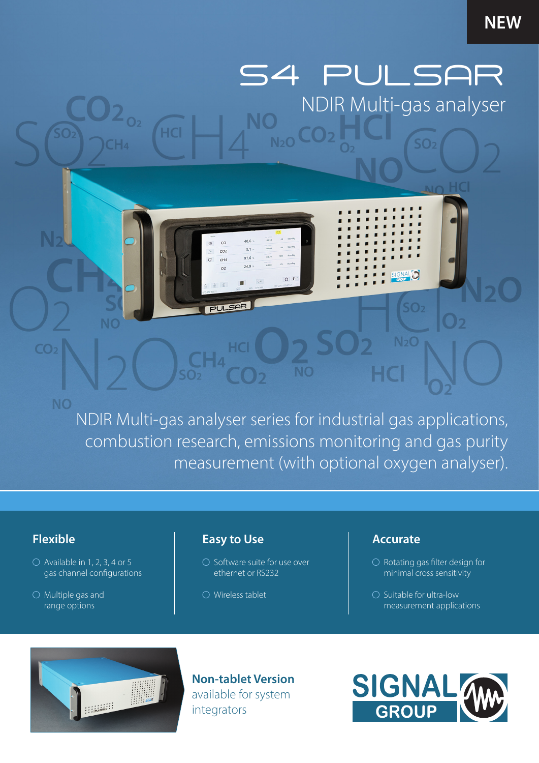NEW

# S4 PULSAR

## NDIR Multi-gas analyser

NDIR Multi-gas analyser series for industrial gas applications, combustion research, emissions monitoring and gas purity measurement (with optional oxygen analyser).

### Flexible

- Available in 1, 2, 3, 4 or 5 gas channel configurations
- Multiple gas and range options

### Easy to Use

- Software suite for use over ethernet or RS232
- Wireless tablet

### Accurate

- Rotating gas filter design for minimal cross sensitivity
- Suitable for ultra-low measurement applications

**Non-tablet Version**
available for system integrators

SIGNAL GROUP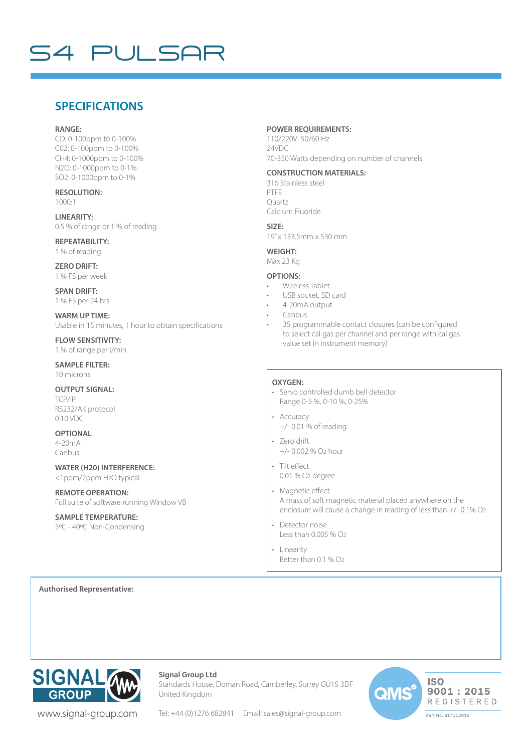# S4 PULSAR

## SPECIFICATIONS

**RANGE:**
CO: 0-100ppm to 0-100%
C02: 0-100ppm to 0-100%
CH4: 0-1000ppm to 0-100%
N2O: 0-1000ppm to 0-1%
SO2: 0-1000ppm to 0-1%

**RESOLUTION:**
1000:1

**LINEARITY:**
0.5 % of range or 1 % of reading

**REPEATABILITY:**
1 % of reading

**ZERO DRIFT:**
1 % FS per week

**SPAN DRIFT:**
1 % FS per 24 hrs

**WARM UP TIME:**
Usable in 15 minutes, 1 hour to obtain specifications

**FLOW SENSITIVITY:**
1 % of range per l/min

**SAMPLE FILTER:**
10 microns

**OUTPUT SIGNAL:**
TCP/IP
RS232/AK protocol
0.10 VDC

**OPTIONAL**
4-20mA
Canbus

**WATER (H20) INTERFERENCE:**
<1ppm/2ppm $H_2O$ typical

**REMOTE OPERATION:**
Full suite of software running Window VB

**SAMPLE TEMPERATURE:**
5ºC - 40ºC Non-Condensing

**POWER REQUIREMENTS:**
110/220V 50/60 Hz
24VDC
70-350 Watts depending on number of channels

**CONSTRUCTION MATERIALS:**
316 Stainless steel
PTFE
Quartz
Calcium Fluoride

**SIZE:**
19" x 133.5mm x 530 mm

**WEIGHT:**
Max 23 Kg

**OPTIONS:**
- Wireless Tablet
- USB socket, SD card
- 4-20mA output
- Canbus
- 35 programmable contact closures (can be configured to select cal gas per channel and per range with cal gas value set in instrument memory)

**OXYGEN:**
- Servo controlled dumb bell detector
  Range 0-5 %, 0-10 %, 0-25%
- Accuracy
  +/- 0.01 % of reading
- Zero drift
  +/- 0.002 % $O_2$ hour
- Tilt effect
  0.01 % $O_2$ degree
- Magnetic effect
  A mass of soft magnetic material placed anywhere on the enclosure will cause a change in reading of less than +/- 0.1% $O_2$
- Detector noise
  Less than 0.005 % $O_2$
- Linearity
  Better than 0.1 % $O_2$

**Authorised Representative:**

**Signal Group Ltd**
Standards House, Doman Road, Camberley, Surrey GU15 3DF
United Kingdom

www.signal-group.com

Tel: +44 (0)1276 682841 Email: sales@signal-group.com

ISO 9001 : 2015 REGISTERED
Cert No. 317012019